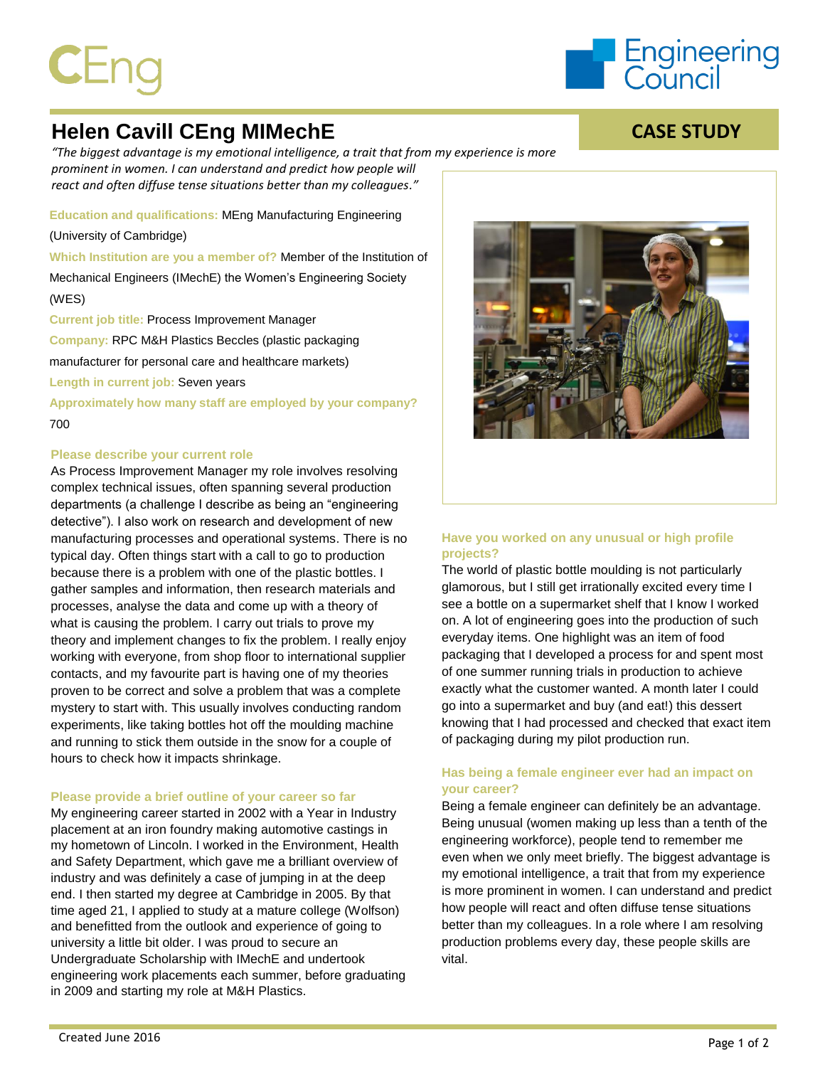CEng

Engineering Council

# Helen Cavill CEng MIMechE

**CASE STUDY**

*"The biggest advantage is my emotional intelligence, a trait that from my experience is more prominent in women. I can understand and predict how people will react and often diffuse tense situations better than my colleagues."*

**Education and qualifications:** MEng Manufacturing Engineering (University of Cambridge)

**Which Institution are you a member of?** Member of the Institution of Mechanical Engineers (IMechE) the Women's Engineering Society (WES)

**Current job title:** Process Improvement Manager

**Company:** RPC M&H Plastics Beccles (plastic packaging manufacturer for personal care and healthcare markets)

**Length in current job:** Seven years

**Approximately how many staff are employed by your company?**
700

### Please describe your current role

As Process Improvement Manager my role involves resolving complex technical issues, often spanning several production departments (a challenge I describe as being an "engineering detective"). I also work on research and development of new manufacturing processes and operational systems. There is no typical day. Often things start with a call to go to production because there is a problem with one of the plastic bottles. I gather samples and information, then research materials and processes, analyse the data and come up with a theory of what is causing the problem. I carry out trials to prove my theory and implement changes to fix the problem. I really enjoy working with everyone, from shop floor to international supplier contacts, and my favourite part is having one of my theories proven to be correct and solve a problem that was a complete mystery to start with. This usually involves conducting random experiments, like taking bottles hot off the moulding machine and running to stick them outside in the snow for a couple of hours to check how it impacts shrinkage.

### Please provide a brief outline of your career so far

My engineering career started in 2002 with a Year in Industry placement at an iron foundry making automotive castings in my hometown of Lincoln. I worked in the Environment, Health and Safety Department, which gave me a brilliant overview of industry and was definitely a case of jumping in at the deep end. I then started my degree at Cambridge in 2005. By that time aged 21, I applied to study at a mature college (Wolfson) and benefitted from the outlook and experience of going to university a little bit older. I was proud to secure an Undergraduate Scholarship with IMechE and undertook engineering work placements each summer, before graduating in 2009 and starting my role at M&H Plastics.

### Have you worked on any unusual or high profile projects?

The world of plastic bottle moulding is not particularly glamorous, but I still get irrationally excited every time I see a bottle on a supermarket shelf that I know I worked on. A lot of engineering goes into the production of such everyday items. One highlight was an item of food packaging that I developed a process for and spent most of one summer running trials in production to achieve exactly what the customer wanted. A month later I could go into a supermarket and buy (and eat!) this dessert knowing that I had processed and checked that exact item of packaging during my pilot production run.

### Has being a female engineer ever had an impact on your career?

Being a female engineer can definitely be an advantage. Being unusual (women making up less than a tenth of the engineering workforce), people tend to remember me even when we only meet briefly. The biggest advantage is my emotional intelligence, a trait that from my experience is more prominent in women. I can understand and predict how people will react and often diffuse tense situations better than my colleagues. In a role where I am resolving production problems every day, these people skills are vital.

Created June 2016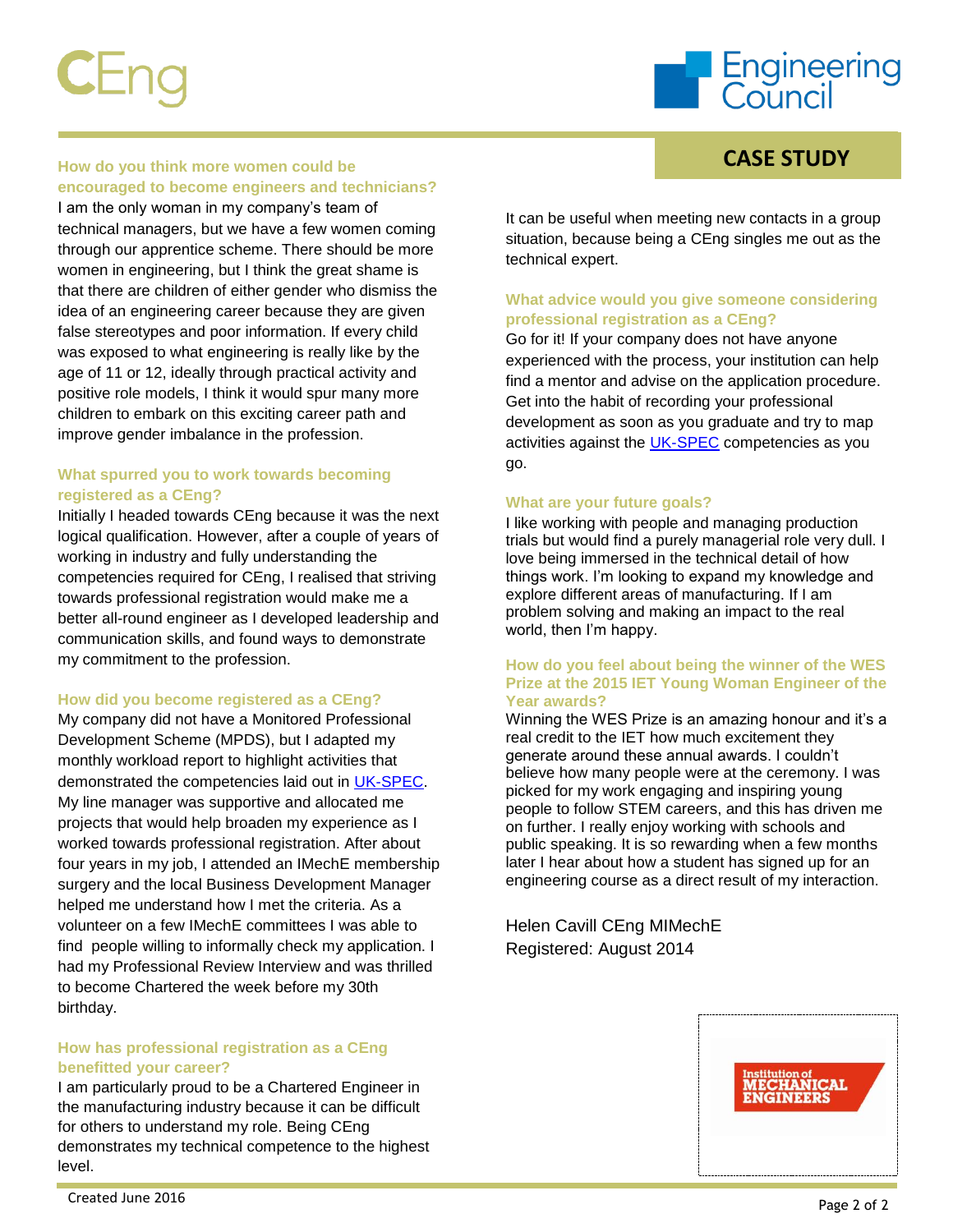# CASE STUDY

### How do you think more women could be encouraged to become engineers and technicians?

I am the only woman in my company's team of technical managers, but we have a few women coming through our apprentice scheme. There should be more women in engineering, but I think the great shame is that there are children of either gender who dismiss the idea of an engineering career because they are given false stereotypes and poor information. If every child was exposed to what engineering is really like by the age of 11 or 12, ideally through practical activity and positive role models, I think it would spur many more children to embark on this exciting career path and improve gender imbalance in the profession.

### What spurred you to work towards becoming registered as a CEng?

Initially I headed towards CEng because it was the next logical qualification. However, after a couple of years of working in industry and fully understanding the competencies required for CEng, I realised that striving towards professional registration would make me a better all-round engineer as I developed leadership and communication skills, and found ways to demonstrate my commitment to the profession.

### How did you become registered as a CEng?

My company did not have a Monitored Professional Development Scheme (MPDS), but I adapted my monthly workload report to highlight activities that demonstrated the competencies laid out in UK-SPEC. My line manager was supportive and allocated me projects that would help broaden my experience as I worked towards professional registration. After about four years in my job, I attended an IMechE membership surgery and the local Business Development Manager helped me understand how I met the criteria. As a volunteer on a few IMechE committees I was able to find people willing to informally check my application. I had my Professional Review Interview and was thrilled to become Chartered the week before my 30th birthday.

### How has professional registration as a CEng benefitted your career?

I am particularly proud to be a Chartered Engineer in the manufacturing industry because it can be difficult for others to understand my role. Being CEng demonstrates my technical competence to the highest level.

It can be useful when meeting new contacts in a group situation, because being a CEng singles me out as the technical expert.

### What advice would you give someone considering professional registration as a CEng?

Go for it! If your company does not have anyone experienced with the process, your institution can help find a mentor and advise on the application procedure. Get into the habit of recording your professional development as soon as you graduate and try to map activities against the UK-SPEC competencies as you go.

### What are your future goals?

I like working with people and managing production trials but would find a purely managerial role very dull. I love being immersed in the technical detail of how things work. I'm looking to expand my knowledge and explore different areas of manufacturing. If I am problem solving and making an impact to the real world, then I'm happy.

### How do you feel about being the winner of the WES Prize at the 2015 IET Young Woman Engineer of the Year awards?

Winning the WES Prize is an amazing honour and it's a real credit to the IET how much excitement they generate around these annual awards. I couldn't believe how many people were at the ceremony. I was picked for my work engaging and inspiring young people to follow STEM careers, and this has driven me on further. I really enjoy working with schools and public speaking. It is so rewarding when a few months later I hear about how a student has signed up for an engineering course as a direct result of my interaction.

Helen Cavill CEng MIMechE
Registered: August 2014

Created June 2016